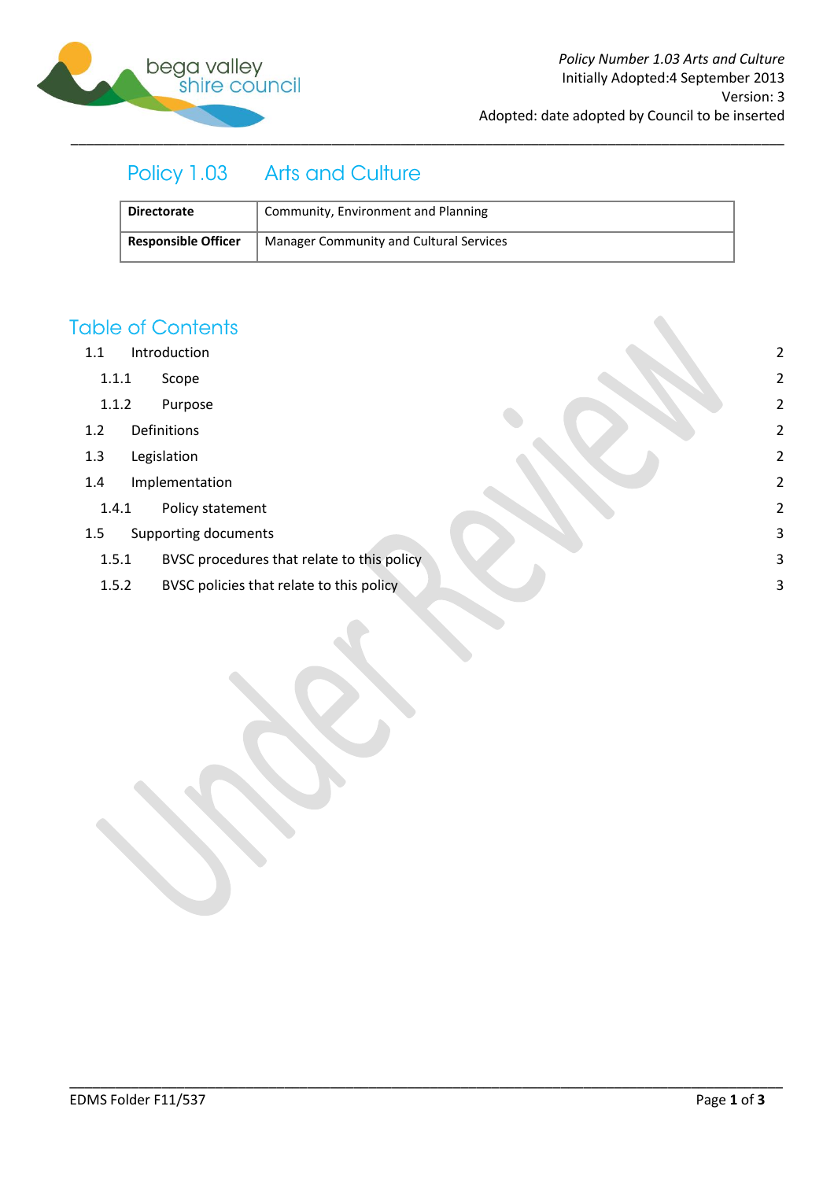*Policy Number 1.03 Arts and Culture*
Initially Adopted:4 September 2013
Version: 3
Adopted: date adopted by Council to be inserted

# Policy 1.03 Arts and Culture

| **Directorate** | Community, Environment and Planning |
|---|---|
| **Responsible Officer** | Manager Community and Cultural Services |

## Table of Contents

- 1.1 Introduction 2
  - 1.1.1 Scope 2
  - 1.1.2 Purpose 2
- 1.2 Definitions 2
- 1.3 Legislation 2
- 1.4 Implementation 2
  - 1.4.1 Policy statement 2
- 1.5 Supporting documents 3
  - 1.5.1 BVSC procedures that relate to this policy 3
  - 1.5.2 BVSC policies that relate to this policy 3

EDMS Folder F11/537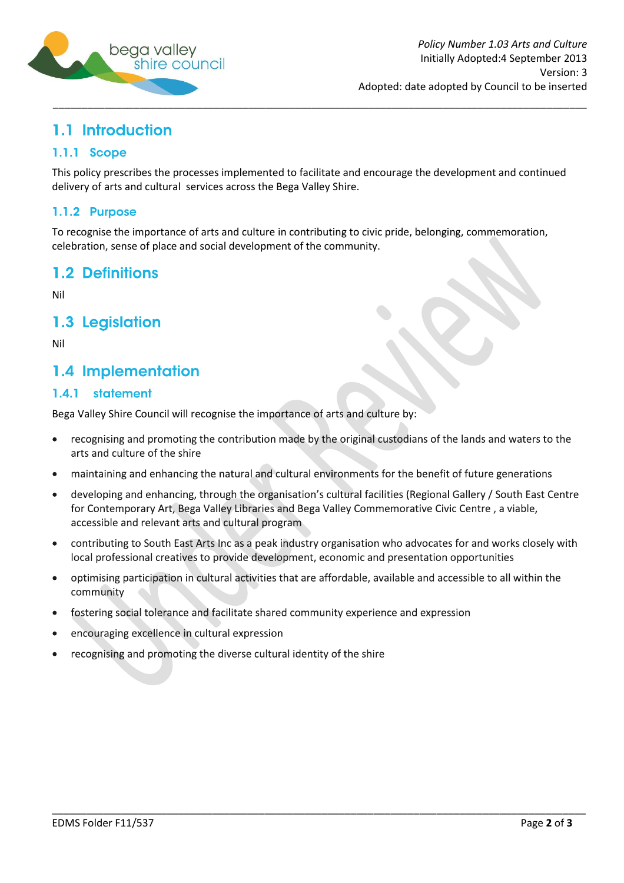## 1.1 Introduction

### 1.1.1 Scope

This policy prescribes the processes implemented to facilitate and encourage the development and continued delivery of arts and cultural services across the Bega Valley Shire.

### 1.1.2 Purpose

To recognise the importance of arts and culture in contributing to civic pride, belonging, commemoration, celebration, sense of place and social development of the community.

## 1.2 Definitions

Nil

## 1.3 Legislation

Nil

## 1.4 Implementation

### 1.4.1 statement

Bega Valley Shire Council will recognise the importance of arts and culture by:

- recognising and promoting the contribution made by the original custodians of the lands and waters to the arts and culture of the shire
- maintaining and enhancing the natural and cultural environments for the benefit of future generations
- developing and enhancing, through the organisation's cultural facilities (Regional Gallery / South East Centre for Contemporary Art, Bega Valley Libraries and Bega Valley Commemorative Civic Centre , a viable, accessible and relevant arts and cultural program
- contributing to South East Arts Inc as a peak industry organisation who advocates for and works closely with local professional creatives to provide development, economic and presentation opportunities
- optimising participation in cultural activities that are affordable, available and accessible to all within the community
- fostering social tolerance and facilitate shared community experience and expression
- encouraging excellence in cultural expression
- recognising and promoting the diverse cultural identity of the shire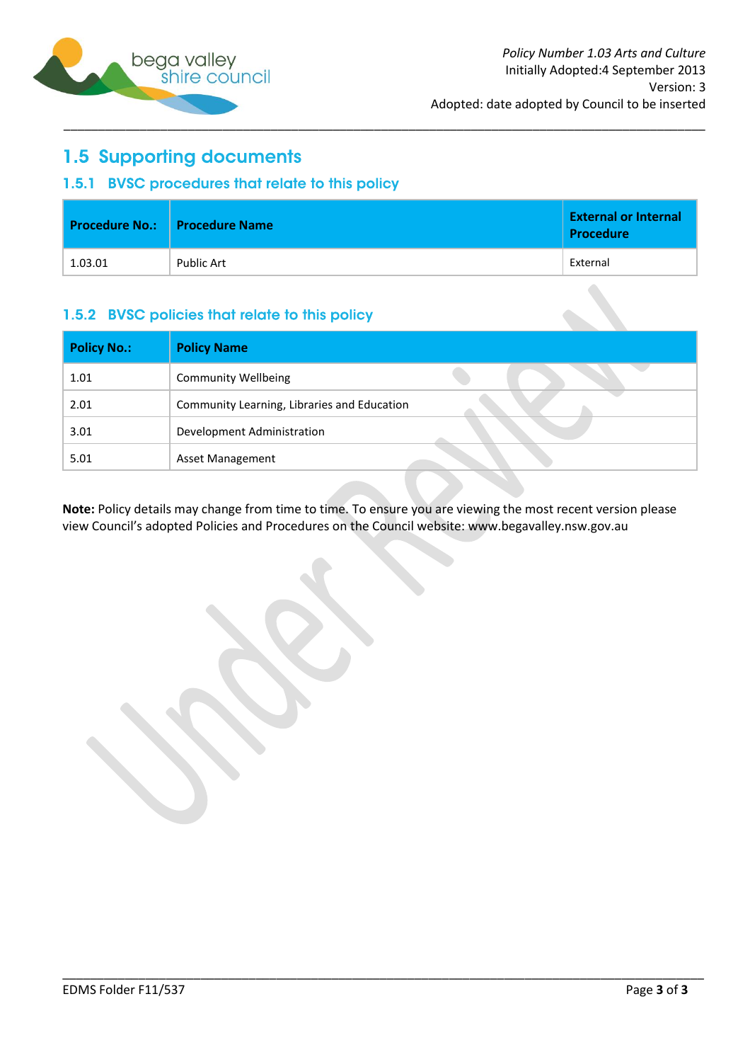## 1.5 Supporting documents

### 1.5.1 BVSC procedures that relate to this policy

| Procedure No.: | Procedure Name | External or Internal Procedure |
| --- | --- | --- |
| 1.03.01 | Public Art | External |

### 1.5.2 BVSC policies that relate to this policy

| Policy No.: | Policy Name |
| --- | --- |
| 1.01 | Community Wellbeing |
| 2.01 | Community Learning, Libraries and Education |
| 3.01 | Development Administration |
| 5.01 | Asset Management |

**Note:** Policy details may change from time to time. To ensure you are viewing the most recent version please view Council's adopted Policies and Procedures on the Council website: www.begavalley.nsw.gov.au